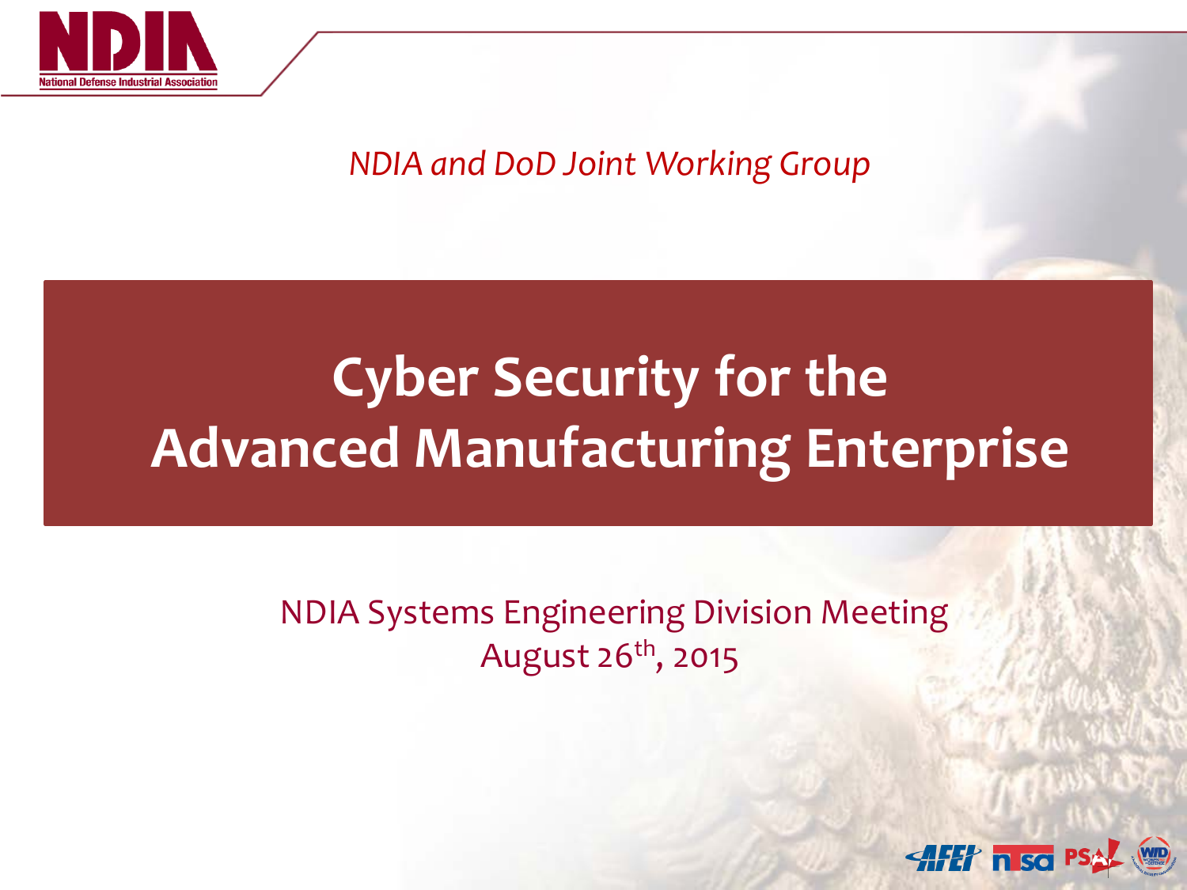*NDIA and DoD Joint Working Group*

# Cyber Security for the Advanced Manufacturing Enterprise

NDIA Systems Engineering Division Meeting
August 26th, 2015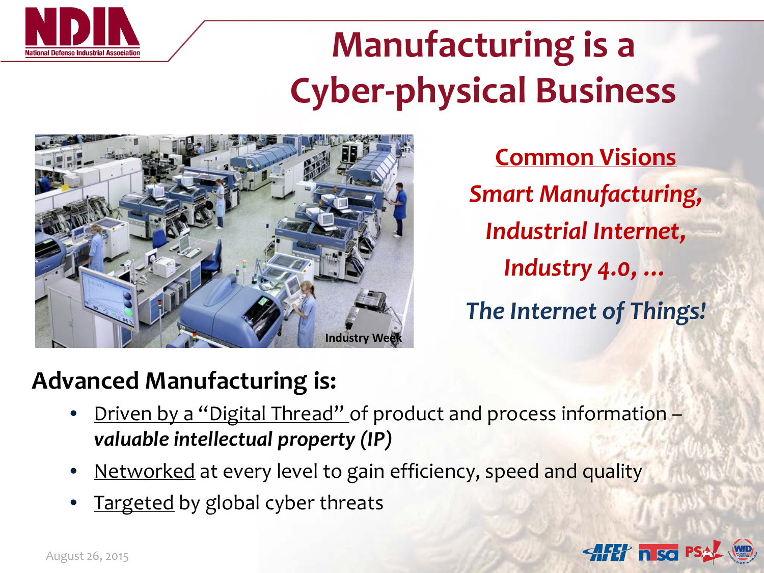# Manufacturing is a Cyber-physical Business

Industry Week

## Common Visions

*Smart Manufacturing,*

*Industrial Internet,*

*Industry 4.0, …*

*The Internet of Things!*

## Advanced Manufacturing is:

- Driven by a "Digital Thread" of product and process information – ***valuable intellectual property (IP)***
- Networked at every level to gain efficiency, speed and quality
- Targeted by global cyber threats

August 26, 2015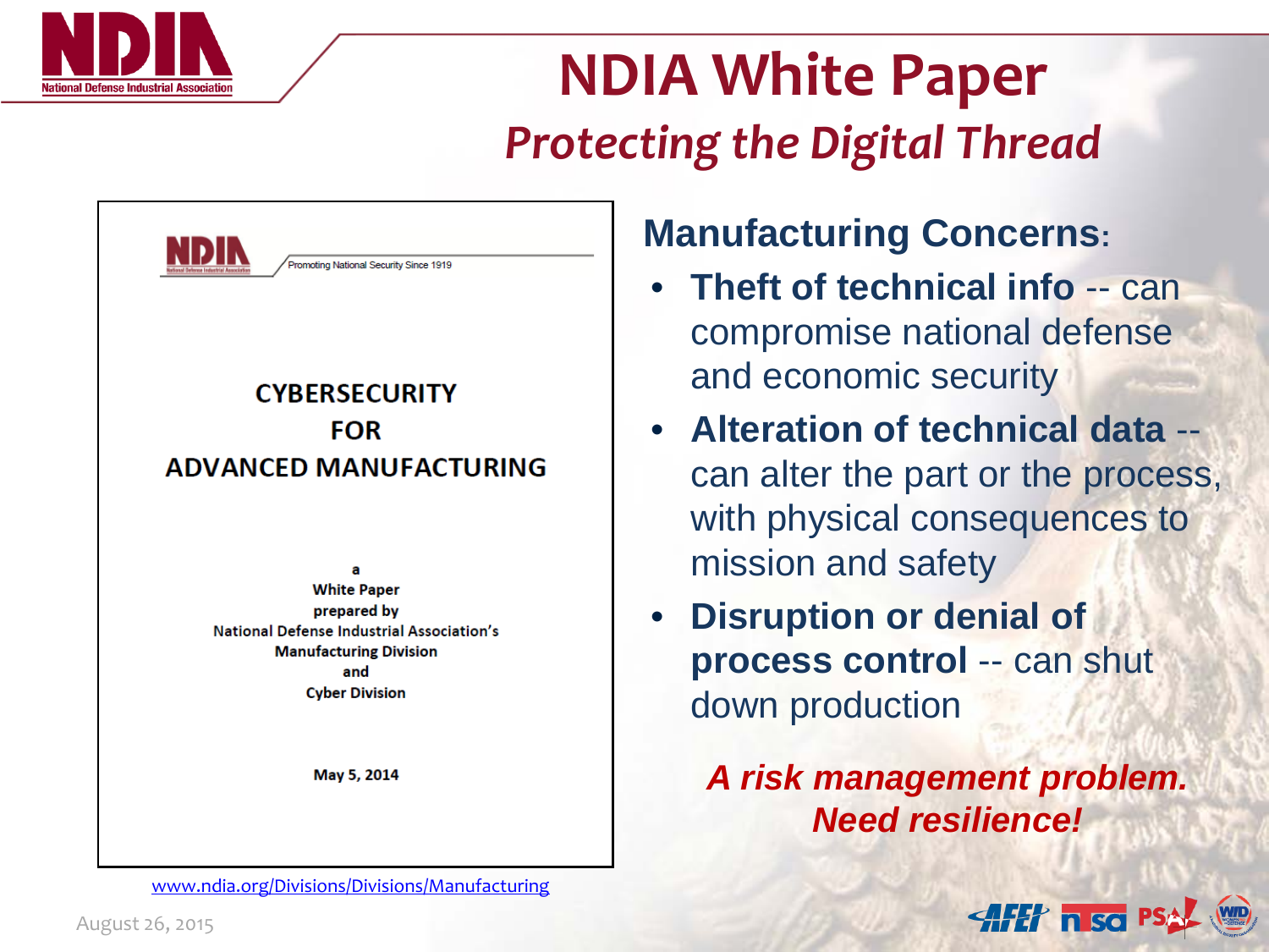# NDIA White Paper

## *Protecting the Digital Thread*

Promoting National Security Since 1919

**CYBERSECURITY FOR ADVANCED MANUFACTURING**

a
White Paper
prepared by
National Defense Industrial Association's
Manufacturing Division
and
Cyber Division

May 5, 2014

www.ndia.org/Divisions/Divisions/Manufacturing

### Manufacturing Concerns:

- **Theft of technical info** -- can compromise national defense and economic security
- **Alteration of technical data** -- can alter the part or the process, with physical consequences to mission and safety
- **Disruption or denial of process control** -- can shut down production

***A risk management problem. Need resilience!***

August 26, 2015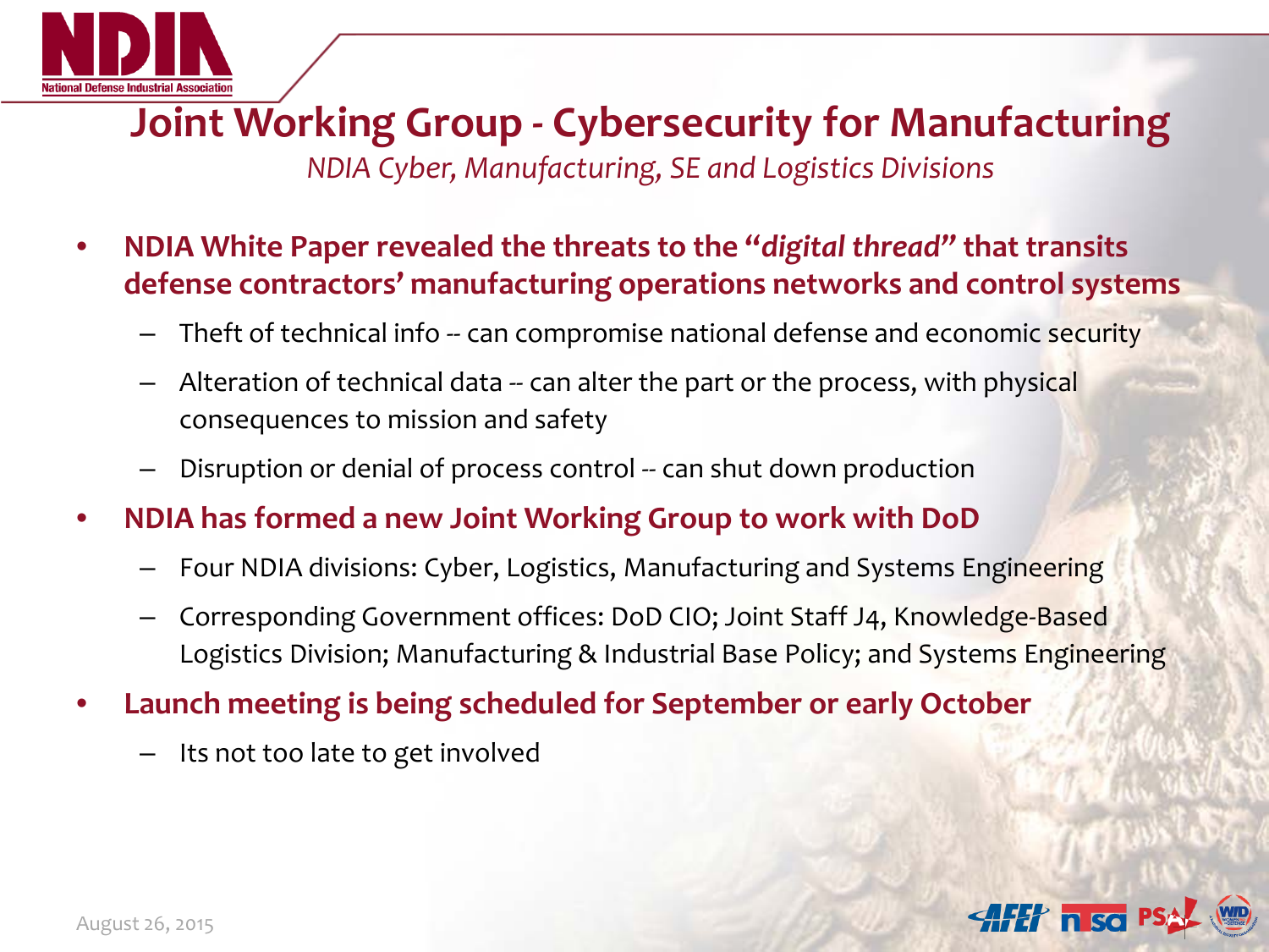# Joint Working Group - Cybersecurity for Manufacturing

*NDIA Cyber, Manufacturing, SE and Logistics Divisions*

- **NDIA White Paper revealed the threats to the "*digital thread*" that transits defense contractors' manufacturing operations networks and control systems**
  - Theft of technical info -- can compromise national defense and economic security
  - Alteration of technical data -- can alter the part or the process, with physical consequences to mission and safety
  - Disruption or denial of process control -- can shut down production
- **NDIA has formed a new Joint Working Group to work with DoD**
  - Four NDIA divisions: Cyber, Logistics, Manufacturing and Systems Engineering
  - Corresponding Government offices: DoD CIO; Joint Staff J4, Knowledge-Based Logistics Division; Manufacturing & Industrial Base Policy; and Systems Engineering
- **Launch meeting is being scheduled for September or early October**
  - Its not too late to get involved

August 26, 2015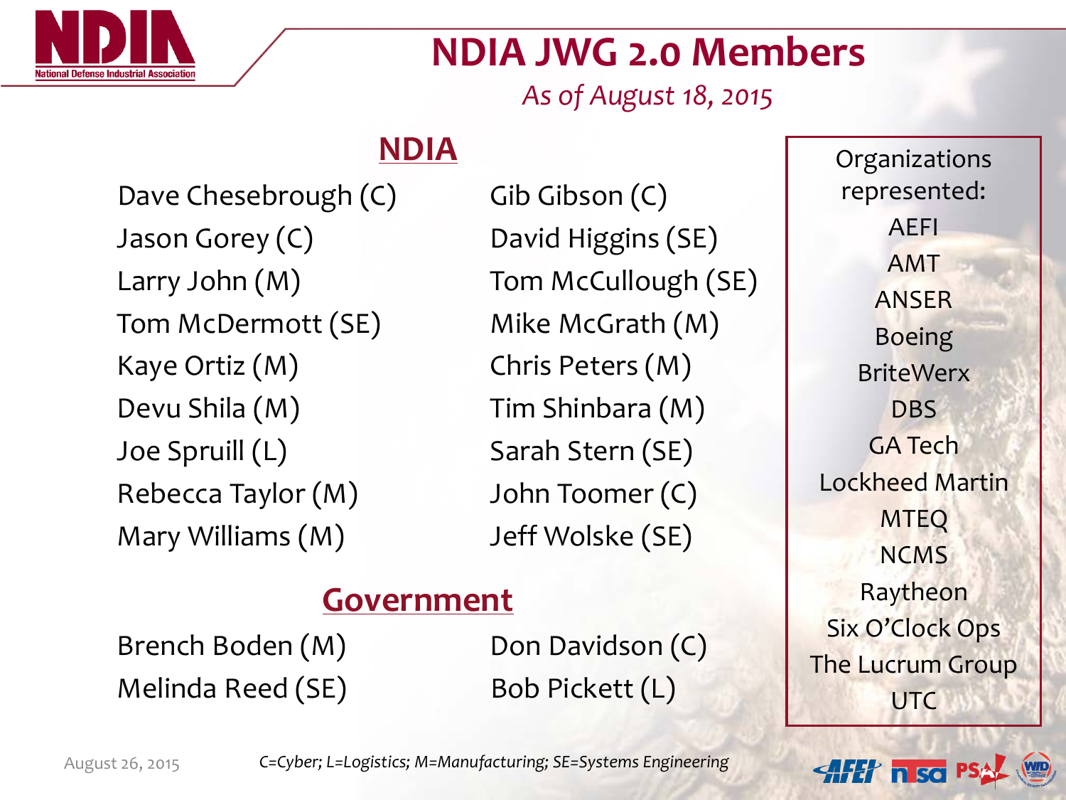# NDIA JWG 2.0 Members

*As of August 18, 2015*

## NDIA

Dave Chesebrough (C)
Jason Gorey (C)
Larry John (M)
Tom McDermott (SE)
Kaye Ortiz (M)
Devu Shila (M)
Joe Spruill (L)
Rebecca Taylor (M)
Mary Williams (M)

Gib Gibson (C)
David Higgins (SE)
Tom McCullough (SE)
Mike McGrath (M)
Chris Peters (M)
Tim Shinbara (M)
Sarah Stern (SE)
John Toomer (C)
Jeff Wolske (SE)

## Government

Brench Boden (M)
Melinda Reed (SE)

Don Davidson (C)
Bob Pickett (L)

Organizations represented:

AEFI
AMT
ANSER
Boeing
BriteWerx
DBS
GA Tech
Lockheed Martin
MTEQ
NCMS
Raytheon
Six O'Clock Ops
The Lucrum Group
UTC

August 26, 2015

*C=Cyber; L=Logistics; M=Manufacturing; SE=Systems Engineering*